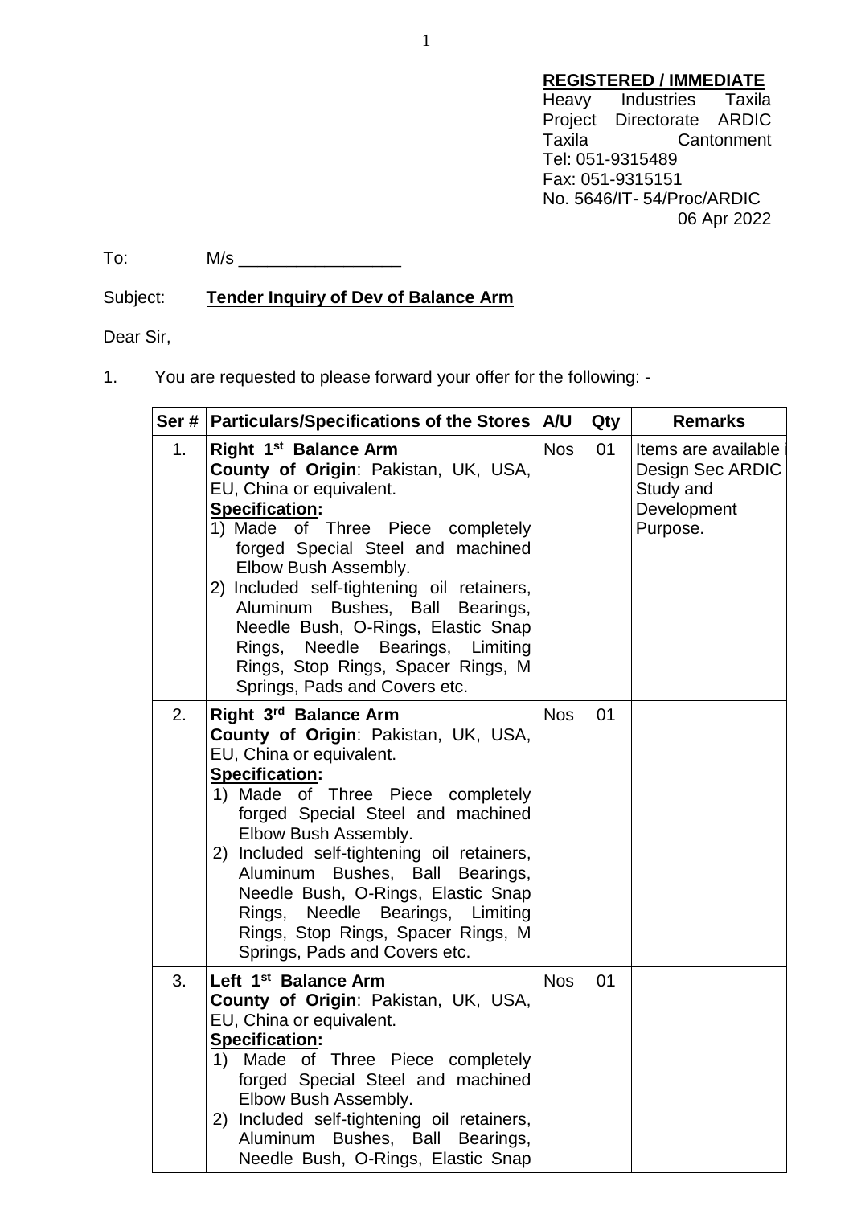**REGISTERED / IMMEDIATE**
Heavy Industries Taxila
Project Directorate ARDIC
Taxila Cantonment
Tel: 051-9315489
Fax: 051-9315151
No. 5646/IT- 54/Proc/ARDIC
06 Apr 2022

To: M/s _________________

Subject: **Tender Inquiry of Dev of Balance Arm**

Dear Sir,

1. You are requested to please forward your offer for the following: -

| Ser # | Particulars/Specifications of the Stores | A/U | Qty | Remarks |
|---|---|---|---|---|
| 1. | **Right 1st Balance Arm**<br>**County of Origin**: Pakistan, UK, USA, EU, China or equivalent.<br>**Specification:**<br>1) Made of Three Piece completely forged Special Steel and machined Elbow Bush Assembly.<br>2) Included self-tightening oil retainers, Aluminum Bushes, Ball Bearings, Needle Bush, O-Rings, Elastic Snap Rings, Needle Bearings, Limiting Rings, Stop Rings, Spacer Rings, M Springs, Pads and Covers etc. | Nos | 01 | Items are available i Design Sec ARDIC Study and Development Purpose. |
| 2. | **Right 3rd Balance Arm**<br>**County of Origin**: Pakistan, UK, USA, EU, China or equivalent.<br>**Specification:**<br>1) Made of Three Piece completely forged Special Steel and machined Elbow Bush Assembly.<br>2) Included self-tightening oil retainers, Aluminum Bushes, Ball Bearings, Needle Bush, O-Rings, Elastic Snap Rings, Needle Bearings, Limiting Rings, Stop Rings, Spacer Rings, M Springs, Pads and Covers etc. | Nos | 01 | |
| 3. | **Left 1st Balance Arm**<br>**County of Origin**: Pakistan, UK, USA, EU, China or equivalent.<br>**Specification:**<br>1) Made of Three Piece completely forged Special Steel and machined Elbow Bush Assembly.<br>2) Included self-tightening oil retainers, Aluminum Bushes, Ball Bearings, Needle Bush, O-Rings, Elastic Snap | Nos | 01 | |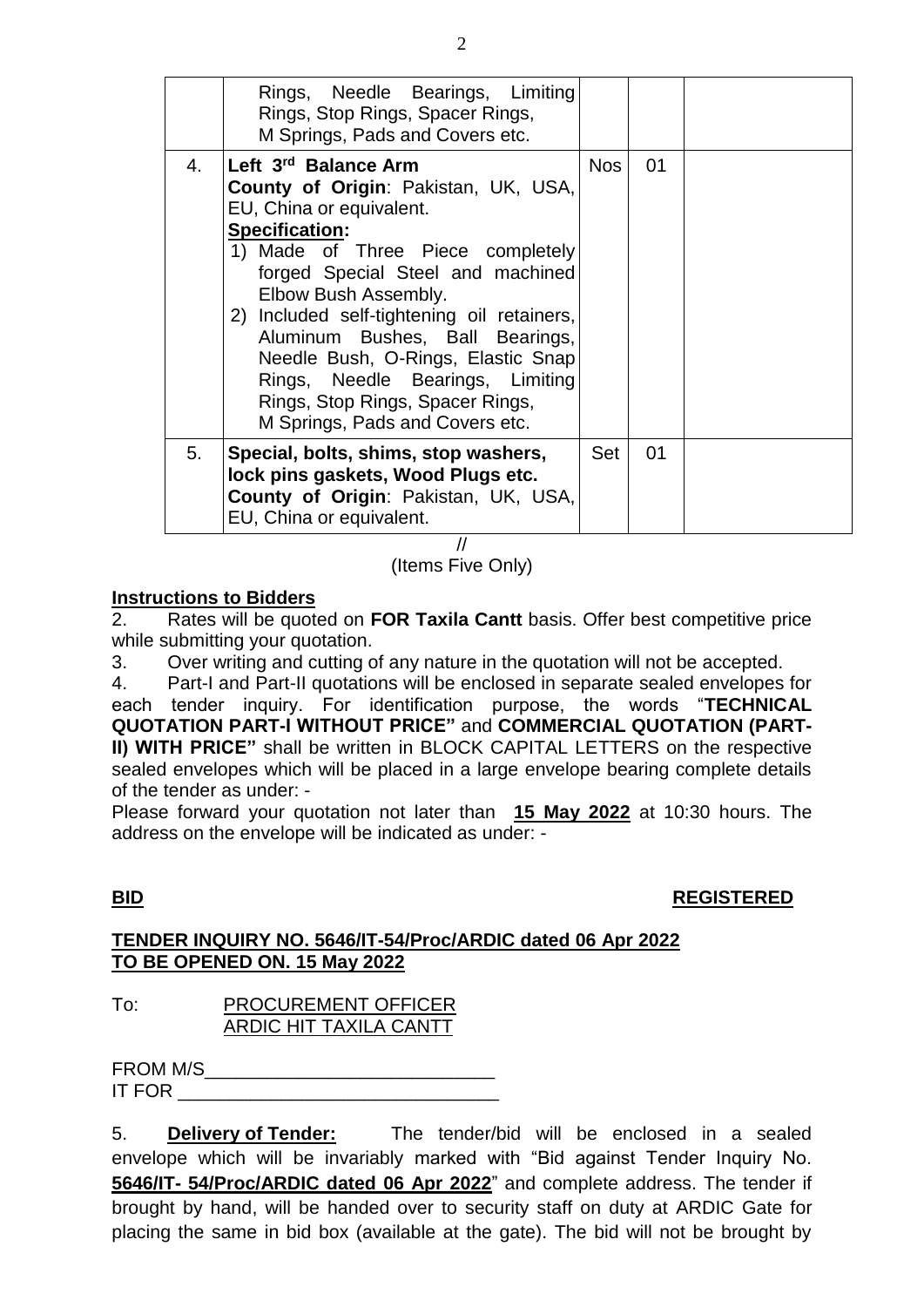|  |  |  |  |  |
|---|---|---|---|---|
|  | Rings, Needle Bearings, Limiting Rings, Stop Rings, Spacer Rings, M Springs, Pads and Covers etc. |  |  |  |
| 4. | **Left 3rd Balance Arm**<br>**County of Origin**: Pakistan, UK, USA, EU, China or equivalent.<br>**Specification:**<br>1) Made of Three Piece completely forged Special Steel and machined Elbow Bush Assembly.<br>2) Included self-tightening oil retainers, Aluminum Bushes, Ball Bearings, Needle Bush, O-Rings, Elastic Snap Rings, Needle Bearings, Limiting Rings, Stop Rings, Spacer Rings, M Springs, Pads and Covers etc. | Nos | 01 |  |
| 5. | **Special, bolts, shims, stop washers, lock pins gaskets, Wood Plugs etc.**<br>**County of Origin**: Pakistan, UK, USA, EU, China or equivalent. | Set | 01 |  |

//

(Items Five Only)

**Instructions to Bidders**

2. Rates will be quoted on **FOR Taxila Cantt** basis. Offer best competitive price while submitting your quotation.

3. Over writing and cutting of any nature in the quotation will not be accepted.

4. Part-I and Part-II quotations will be enclosed in separate sealed envelopes for each tender inquiry. For identification purpose, the words "**TECHNICAL QUOTATION PART-I WITHOUT PRICE"** and **COMMERCIAL QUOTATION (PART-II) WITH PRICE"** shall be written in BLOCK CAPITAL LETTERS on the respective sealed envelopes which will be placed in a large envelope bearing complete details of the tender as under: -

Please forward your quotation not later than **15 May 2022** at 10:30 hours. The address on the envelope will be indicated as under: -

**BID** **REGISTERED**

**TENDER INQUIRY NO. 5646/IT-54/Proc/ARDIC dated 06 Apr 2022**
**TO BE OPENED ON. 15 May 2022**

To: PROCUREMENT OFFICER
ARDIC HIT TAXILA CANTT

FROM M/S____________________________
IT FOR _______________________________

5. **Delivery of Tender:** The tender/bid will be enclosed in a sealed envelope which will be invariably marked with "Bid against Tender Inquiry No. **5646/IT- 54/Proc/ARDIC dated 06 Apr 2022**" and complete address. The tender if brought by hand, will be handed over to security staff on duty at ARDIC Gate for placing the same in bid box (available at the gate). The bid will not be brought by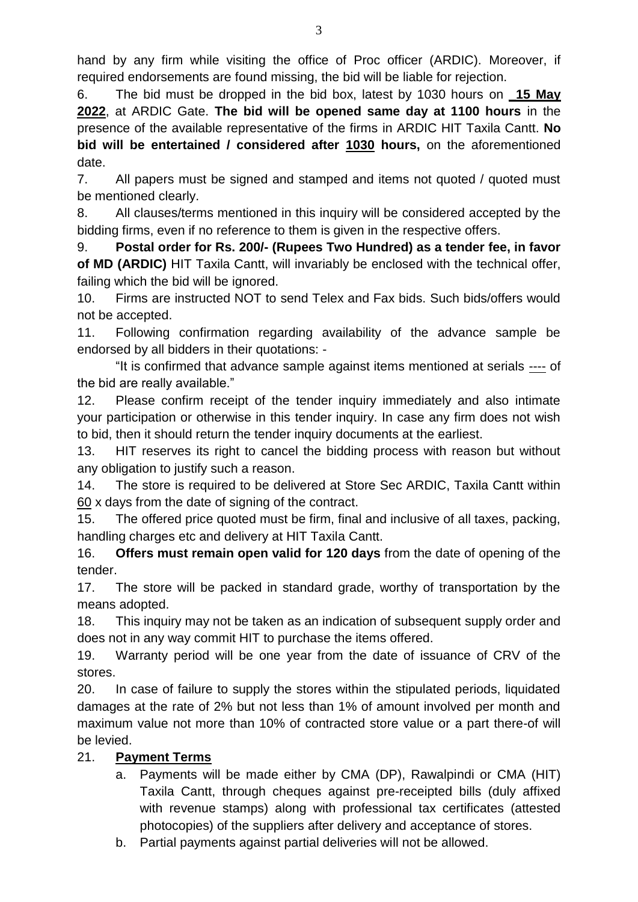hand by any firm while visiting the office of Proc officer (ARDIC). Moreover, if required endorsements are found missing, the bid will be liable for rejection.

6. The bid must be dropped in the bid box, latest by 1030 hours on **15 May 2022**, at ARDIC Gate. **The bid will be opened same day at 1100 hours** in the presence of the available representative of the firms in ARDIC HIT Taxila Cantt. **No bid will be entertained / considered after 1030 hours,** on the aforementioned date.

7. All papers must be signed and stamped and items not quoted / quoted must be mentioned clearly.

8. All clauses/terms mentioned in this inquiry will be considered accepted by the bidding firms, even if no reference to them is given in the respective offers.

9. **Postal order for Rs. 200/- (Rupees Two Hundred) as a tender fee, in favor of MD (ARDIC)** HIT Taxila Cantt, will invariably be enclosed with the technical offer, failing which the bid will be ignored.

10. Firms are instructed NOT to send Telex and Fax bids. Such bids/offers would not be accepted.

11. Following confirmation regarding availability of the advance sample be endorsed by all bidders in their quotations: -

"It is confirmed that advance sample against items mentioned at serials ---- of the bid are really available."

12. Please confirm receipt of the tender inquiry immediately and also intimate your participation or otherwise in this tender inquiry. In case any firm does not wish to bid, then it should return the tender inquiry documents at the earliest.

13. HIT reserves its right to cancel the bidding process with reason but without any obligation to justify such a reason.

14. The store is required to be delivered at Store Sec ARDIC, Taxila Cantt within 60 x days from the date of signing of the contract.

15. The offered price quoted must be firm, final and inclusive of all taxes, packing, handling charges etc and delivery at HIT Taxila Cantt.

16. **Offers must remain open valid for 120 days** from the date of opening of the tender.

17. The store will be packed in standard grade, worthy of transportation by the means adopted.

18. This inquiry may not be taken as an indication of subsequent supply order and does not in any way commit HIT to purchase the items offered.

19. Warranty period will be one year from the date of issuance of CRV of the stores.

20. In case of failure to supply the stores within the stipulated periods, liquidated damages at the rate of 2% but not less than 1% of amount involved per month and maximum value not more than 10% of contracted store value or a part there-of will be levied.

21. **Payment Terms**

   a. Payments will be made either by CMA (DP), Rawalpindi or CMA (HIT) Taxila Cantt, through cheques against pre-receipted bills (duly affixed with revenue stamps) along with professional tax certificates (attested photocopies) of the suppliers after delivery and acceptance of stores.

   b. Partial payments against partial deliveries will not be allowed.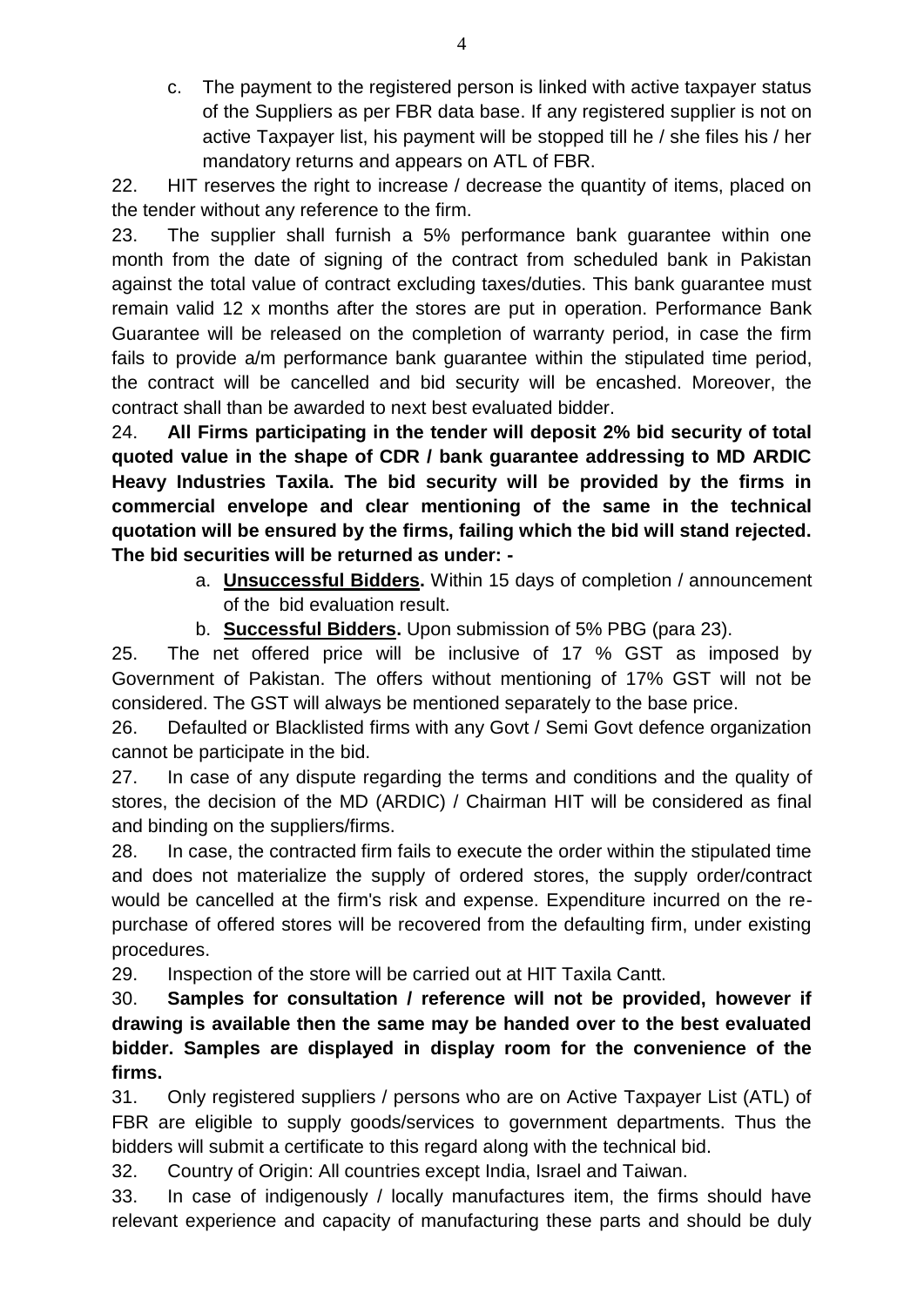c. The payment to the registered person is linked with active taxpayer status of the Suppliers as per FBR data base. If any registered supplier is not on active Taxpayer list, his payment will be stopped till he / she files his / her mandatory returns and appears on ATL of FBR.

22. HIT reserves the right to increase / decrease the quantity of items, placed on the tender without any reference to the firm.

23. The supplier shall furnish a 5% performance bank guarantee within one month from the date of signing of the contract from scheduled bank in Pakistan against the total value of contract excluding taxes/duties. This bank guarantee must remain valid 12 x months after the stores are put in operation. Performance Bank Guarantee will be released on the completion of warranty period, in case the firm fails to provide a/m performance bank guarantee within the stipulated time period, the contract will be cancelled and bid security will be encashed. Moreover, the contract shall than be awarded to next best evaluated bidder.

24. **All Firms participating in the tender will deposit 2% bid security of total quoted value in the shape of CDR / bank guarantee addressing to MD ARDIC Heavy Industries Taxila. The bid security will be provided by the firms in commercial envelope and clear mentioning of the same in the technical quotation will be ensured by the firms, failing which the bid will stand rejected. The bid securities will be returned as under: -**

a. **Unsuccessful Bidders.** Within 15 days of completion / announcement of the bid evaluation result.

b. **Successful Bidders.** Upon submission of 5% PBG (para 23).

25. The net offered price will be inclusive of 17 % GST as imposed by Government of Pakistan. The offers without mentioning of 17% GST will not be considered. The GST will always be mentioned separately to the base price.

26. Defaulted or Blacklisted firms with any Govt / Semi Govt defence organization cannot be participate in the bid.

27. In case of any dispute regarding the terms and conditions and the quality of stores, the decision of the MD (ARDIC) / Chairman HIT will be considered as final and binding on the suppliers/firms.

28. In case, the contracted firm fails to execute the order within the stipulated time and does not materialize the supply of ordered stores, the supply order/contract would be cancelled at the firm's risk and expense. Expenditure incurred on the re-purchase of offered stores will be recovered from the defaulting firm, under existing procedures.

29. Inspection of the store will be carried out at HIT Taxila Cantt.

30. **Samples for consultation / reference will not be provided, however if drawing is available then the same may be handed over to the best evaluated bidder. Samples are displayed in display room for the convenience of the firms.**

31. Only registered suppliers / persons who are on Active Taxpayer List (ATL) of FBR are eligible to supply goods/services to government departments. Thus the bidders will submit a certificate to this regard along with the technical bid.

32. Country of Origin: All countries except India, Israel and Taiwan.

33. In case of indigenously / locally manufactures item, the firms should have relevant experience and capacity of manufacturing these parts and should be duly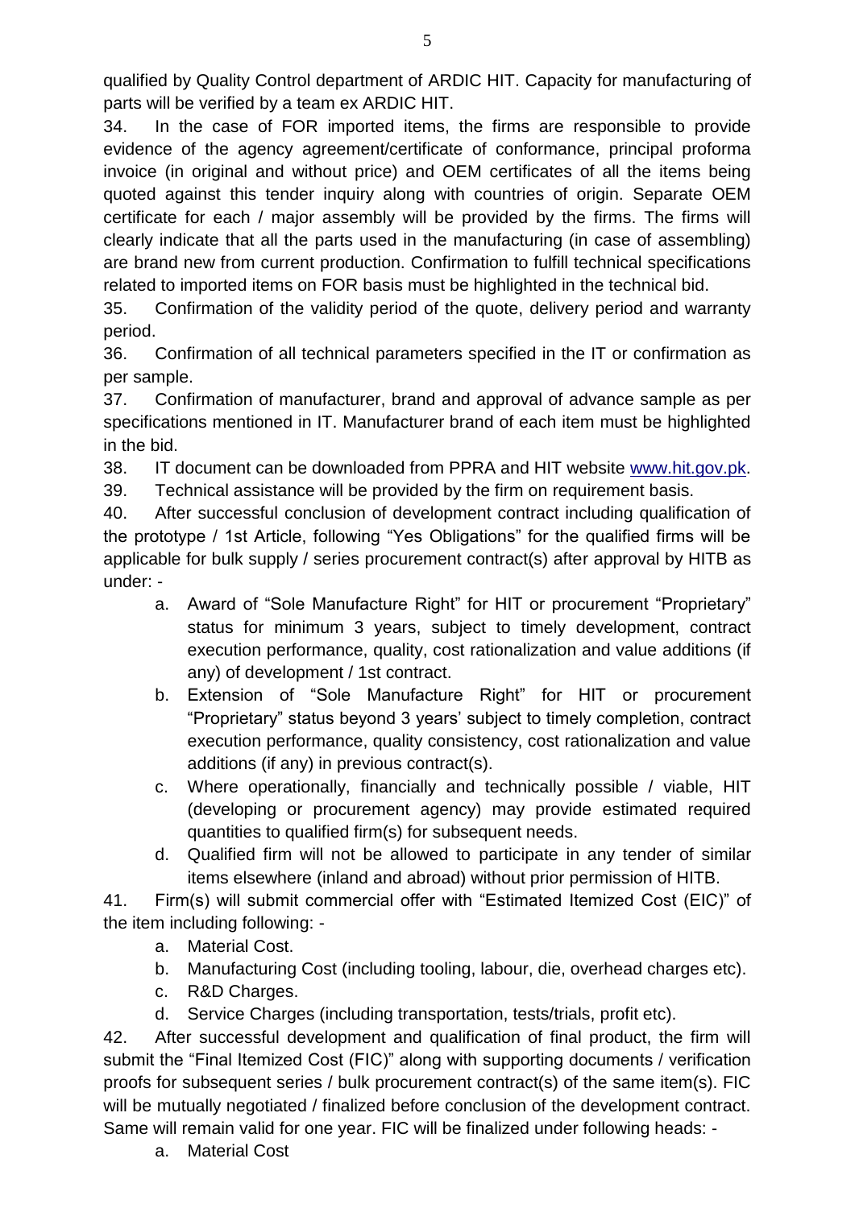qualified by Quality Control department of ARDIC HIT. Capacity for manufacturing of parts will be verified by a team ex ARDIC HIT.

34. In the case of FOR imported items, the firms are responsible to provide evidence of the agency agreement/certificate of conformance, principal proforma invoice (in original and without price) and OEM certificates of all the items being quoted against this tender inquiry along with countries of origin. Separate OEM certificate for each / major assembly will be provided by the firms. The firms will clearly indicate that all the parts used in the manufacturing (in case of assembling) are brand new from current production. Confirmation to fulfill technical specifications related to imported items on FOR basis must be highlighted in the technical bid.

35. Confirmation of the validity period of the quote, delivery period and warranty period.

36. Confirmation of all technical parameters specified in the IT or confirmation as per sample.

37. Confirmation of manufacturer, brand and approval of advance sample as per specifications mentioned in IT. Manufacturer brand of each item must be highlighted in the bid.

38. IT document can be downloaded from PPRA and HIT website www.hit.gov.pk.

39. Technical assistance will be provided by the firm on requirement basis.

40. After successful conclusion of development contract including qualification of the prototype / 1st Article, following "Yes Obligations" for the qualified firms will be applicable for bulk supply / series procurement contract(s) after approval by HITB as under: -

   a. Award of "Sole Manufacture Right" for HIT or procurement "Proprietary" status for minimum 3 years, subject to timely development, contract execution performance, quality, cost rationalization and value additions (if any) of development / 1st contract.

   b. Extension of "Sole Manufacture Right" for HIT or procurement "Proprietary" status beyond 3 years' subject to timely completion, contract execution performance, quality consistency, cost rationalization and value additions (if any) in previous contract(s).

   c. Where operationally, financially and technically possible / viable, HIT (developing or procurement agency) may provide estimated required quantities to qualified firm(s) for subsequent needs.

   d. Qualified firm will not be allowed to participate in any tender of similar items elsewhere (inland and abroad) without prior permission of HITB.

41. Firm(s) will submit commercial offer with "Estimated Itemized Cost (EIC)" of the item including following: -

   a. Material Cost.

   b. Manufacturing Cost (including tooling, labour, die, overhead charges etc).

   c. R&D Charges.

   d. Service Charges (including transportation, tests/trials, profit etc).

42. After successful development and qualification of final product, the firm will submit the "Final Itemized Cost (FIC)" along with supporting documents / verification proofs for subsequent series / bulk procurement contract(s) of the same item(s). FIC will be mutually negotiated / finalized before conclusion of the development contract. Same will remain valid for one year. FIC will be finalized under following heads: -

   a. Material Cost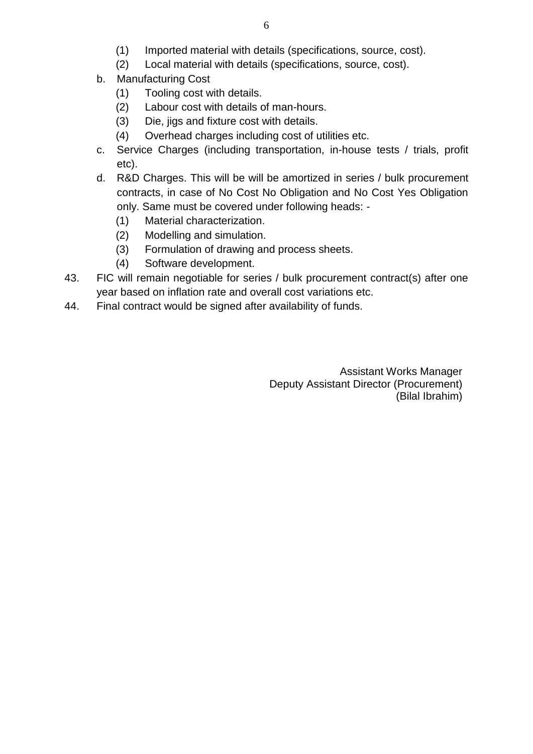(1) Imported material with details (specifications, source, cost).
    (2) Local material with details (specifications, source, cost).

b. Manufacturing Cost
    (1) Tooling cost with details.
    (2) Labour cost with details of man-hours.
    (3) Die, jigs and fixture cost with details.
    (4) Overhead charges including cost of utilities etc.

c. Service Charges (including transportation, in-house tests / trials, profit etc).

d. R&D Charges. This will be will be amortized in series / bulk procurement contracts, in case of No Cost No Obligation and No Cost Yes Obligation only. Same must be covered under following heads: -
    (1) Material characterization.
    (2) Modelling and simulation.
    (3) Formulation of drawing and process sheets.
    (4) Software development.

43. FIC will remain negotiable for series / bulk procurement contract(s) after one year based on inflation rate and overall cost variations etc.

44. Final contract would be signed after availability of funds.

Assistant Works Manager
Deputy Assistant Director (Procurement)
(Bilal Ibrahim)